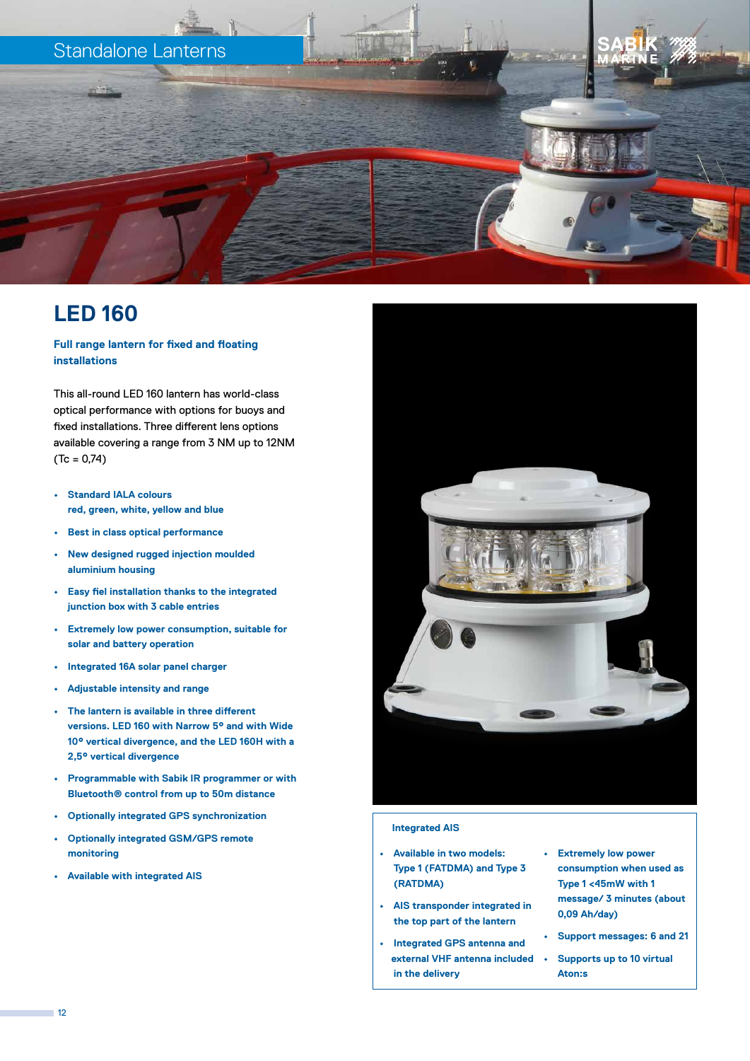Standalone Lanterns

# LED 160

**Full range lantern for fixed and floating installations**

This all-round LED 160 lantern has world-class optical performance with options for buoys and fixed installations. Three different lens options available covering a range from 3 NM up to 12NM (Tc = 0,74)

- **Standard IALA colours red, green, white, yellow and blue**
- **Best in class optical performance**
- **New designed rugged injection moulded aluminium housing**
- **Easy fiel installation thanks to the integrated junction box with 3 cable entries**
- **Extremely low power consumption, suitable for solar and battery operation**
- **Integrated 16A solar panel charger**
- **Adjustable intensity and range**
- **The lantern is available in three different versions. LED 160 with Narrow 5° and with Wide 10° vertical divergence, and the LED 160H with a 2,5° vertical divergence**
- **Programmable with Sabik IR programmer or with Bluetooth® control from up to 50m distance**
- **Optionally integrated GPS synchronization**
- **Optionally integrated GSM/GPS remote monitoring**
- **Available with integrated AIS**

## Integrated AIS

- **Available in two models: Type 1 (FATDMA) and Type 3 (RATDMA)**
- **AIS transponder integrated in the top part of the lantern**
- **Integrated GPS antenna and external VHF antenna included in the delivery**
- **Extremely low power consumption when used as Type 1 <45mW with 1 message/ 3 minutes (about 0,09 Ah/day)**
- **Support messages: 6 and 21**
- **Supports up to 10 virtual Aton:s**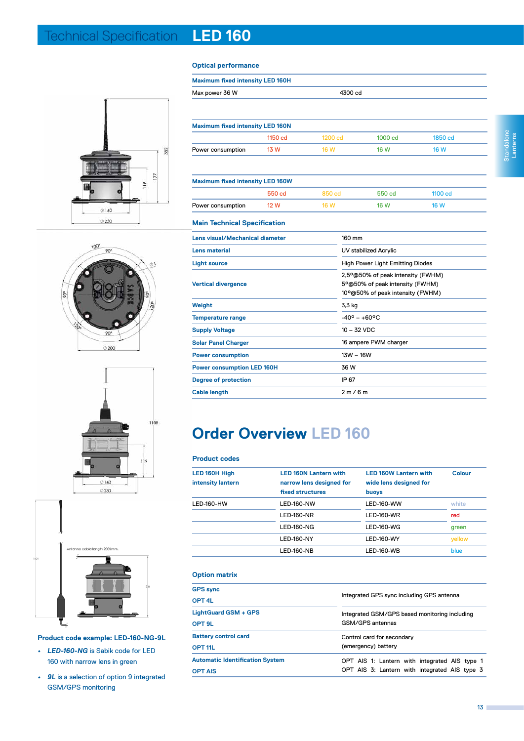# Technical Specification LED 160

## Optical performance

| Maximum fixed intensity LED 160H | |
|---|---|
| Max power 36 W | 4300 cd |

| Maximum fixed intensity LED 160N | | | | |
|---|---|---|---|---|
| | 1150 cd | 1200 cd | 1000 cd | 1850 cd |
| Power consumption | 13 W | 16 W | 16 W | 16 W |

| Maximum fixed intensity LED 160W | | | | |
|---|---|---|---|---|
| | 550 cd | 850 cd | 550 cd | 1100 cd |
| Power consumption | 12 W | 16 W | 16 W | 16 W |

## Main Technical Specification

| | |
|---|---|
| Lens visual/Mechanical diameter | 160 mm |
| Lens material | UV stabilized Acrylic |
| Light source | High Power Light Emitting Diodes |
| Vertical divergence | 2,5°@50% of peak intensity (FWHM)<br>5°@50% of peak intensity (FWHM)<br>10°@50% of peak intensity (FWHM) |
| Weight | 3,3 kg |
| Temperature range | -40° – +60°C |
| Supply Voltage | 10 – 32 VDC |
| Solar Panel Charger | 16 ampere PWM charger |
| Power consumption | 13W – 16W |
| Power consumption LED 160H | 36 W |
| Degree of protection | IP 67 |
| Cable length | 2 m / 6 m |

Antenna cable length 2000mm.

# Order Overview LED 160

## Product codes

| LED 160H High intensity lantern | LED 160N Lantern with narrow lens designed for fixed structures | LED 160W Lantern with wide lens designed for buoys | Colour |
|---|---|---|---|
| LED-160-HW | LED-160-NW | LED-160-WW | white |
| | LED-160-NR | LED-160-WR | red |
| | LED-160-NG | LED-160-WG | green |
| | LED-160-NY | LED-160-WY | yellow |
| | LED-160-NB | LED-160-WB | blue |

## Option matrix

| | |
|---|---|
| GPS sync<br>OPT 4L | Integrated GPS sync including GPS antenna |
| LightGuard GSM + GPS<br>OPT 9L | Integrated GSM/GPS based monitoring including GSM/GPS antennas |
| Battery control card<br>OPT 11L | Control card for secondary (emergency) battery |
| Automatic Identification System<br>OPT AIS | OPT AIS 1: Lantern with integrated AIS type 1<br>OPT AIS 3: Lantern with integrated AIS type 3 |

**Product code example: LED-160-NG-9L**

- ***LED-160-NG*** is Sabik code for LED 160 with narrow lens in green
- ***9L*** is a selection of option 9 integrated GSM/GPS monitoring